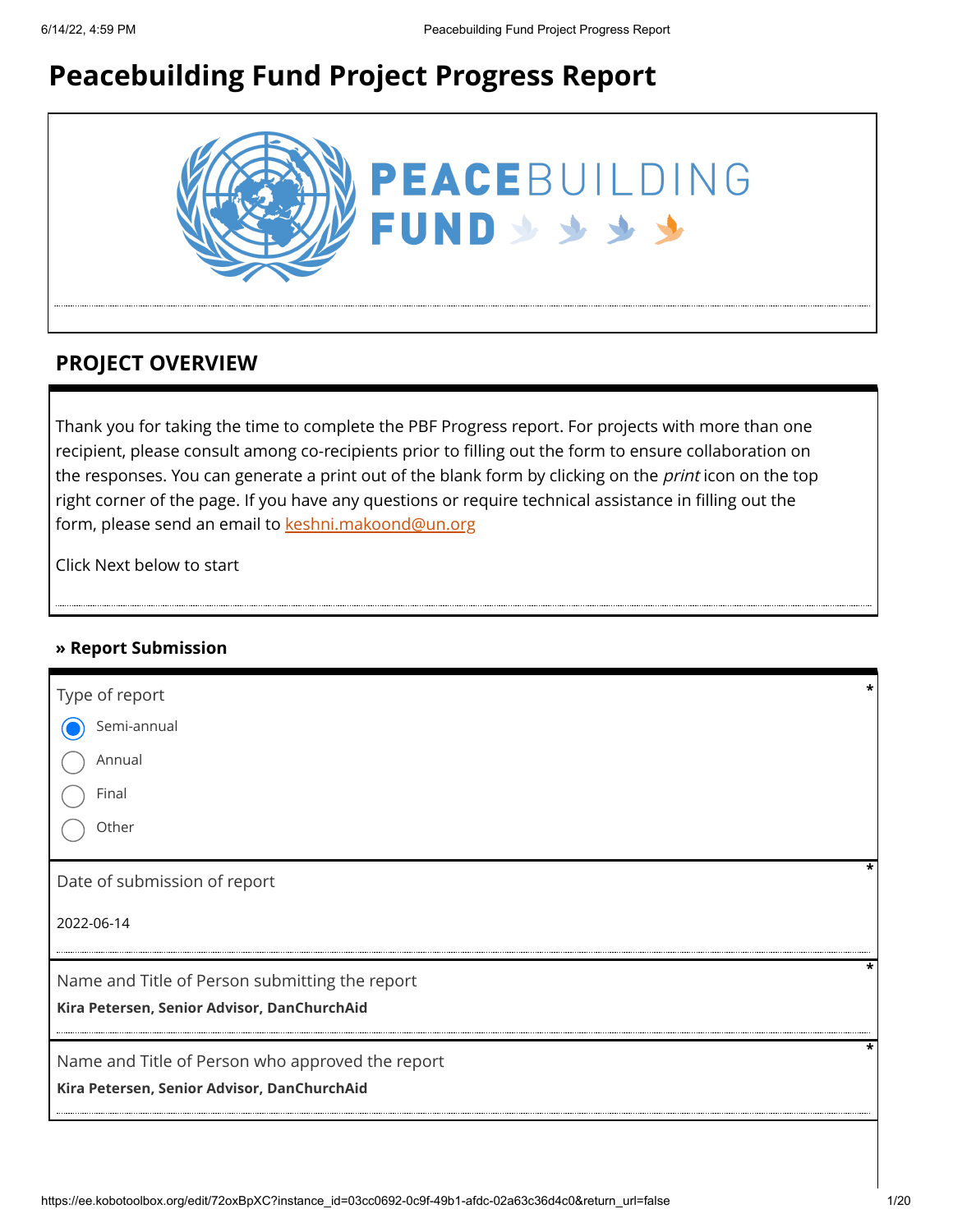# Peacebuilding Fund Project Progress Report

## PROJECT OVERVIEW

Thank you for taking the time to complete the PBF Progress report. For projects with more than one recipient, please consult among co-recipients prior to filling out the form to ensure collaboration on the responses. You can generate a print out of the blank form by clicking on the *print* icon on the top right corner of the page. If you have any questions or require technical assistance in filling out the form, please send an email to keshni.makoond@un.org

Click Next below to start

### » Report Submission

Type of report *

- (x) Semi-annual
- ( ) Annual
- ( ) Final
- ( ) Other

Date of submission of report *

2022-06-14

Name and Title of Person submitting the report *

**Kira Petersen, Senior Advisor, DanChurchAid**

Name and Title of Person who approved the report *

**Kira Petersen, Senior Advisor, DanChurchAid**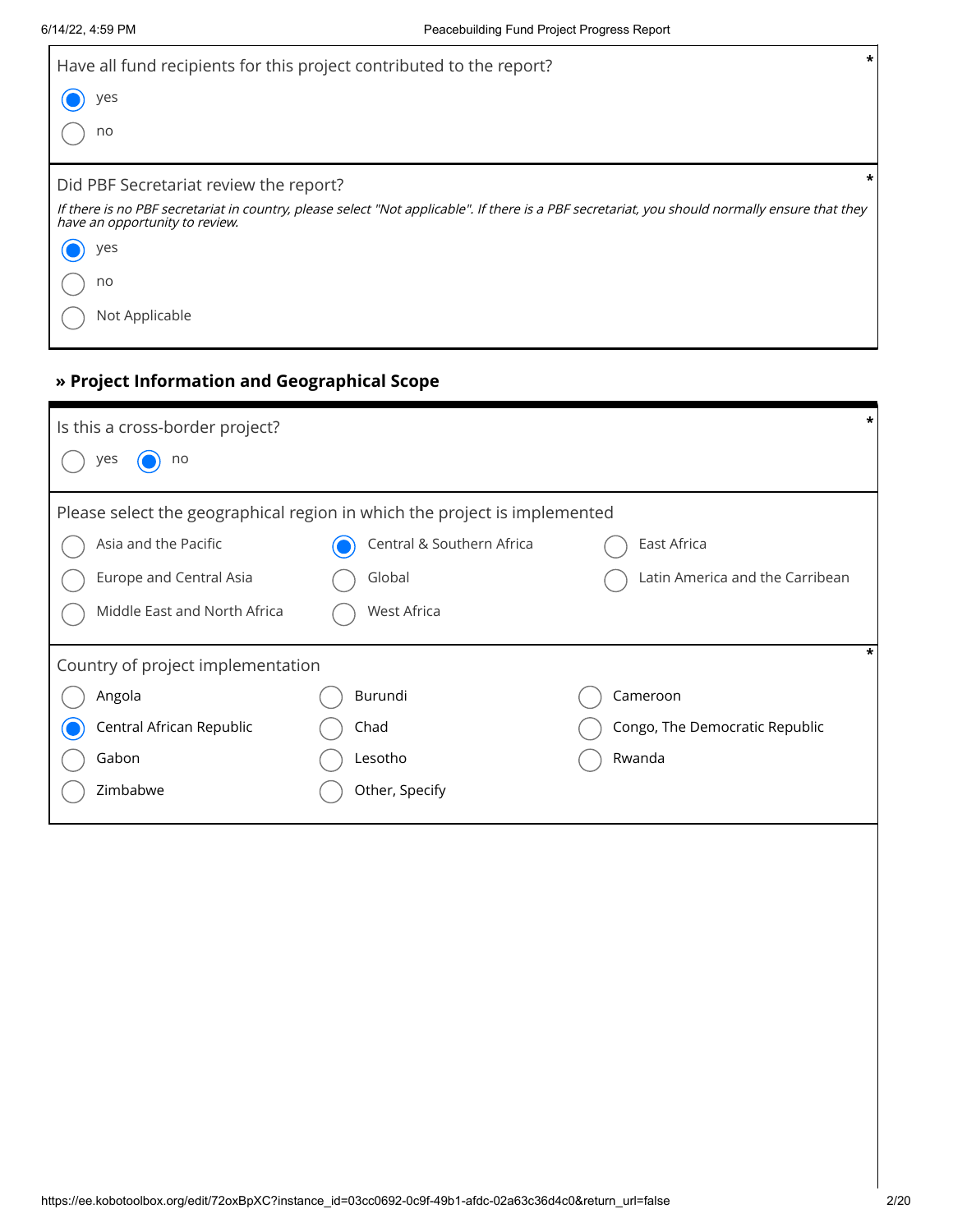Have all fund recipients for this project contributed to the report? *

- (x) yes
- ( ) no

Did PBF Secretariat review the report? *

*If there is no PBF secretariat in country, please select "Not applicable". If there is a PBF secretariat, you should normally ensure that they have an opportunity to review.*

- (x) yes
- ( ) no
- ( ) Not Applicable

## » Project Information and Geographical Scope

Is this a cross-border project? *

- ( ) yes
- (x) no

Please select the geographical region in which the project is implemented

- ( ) Asia and the Pacific
- (x) Central & Southern Africa
- ( ) East Africa
- ( ) Europe and Central Asia
- ( ) Global
- ( ) Latin America and the Carribean
- ( ) Middle East and North Africa
- ( ) West Africa

Country of project implementation *

- ( ) Angola
- ( ) Burundi
- ( ) Cameroon
- (x) Central African Republic
- ( ) Chad
- ( ) Congo, The Democratic Republic
- ( ) Gabon
- ( ) Lesotho
- ( ) Rwanda
- ( ) Zimbabwe
- ( ) Other, Specify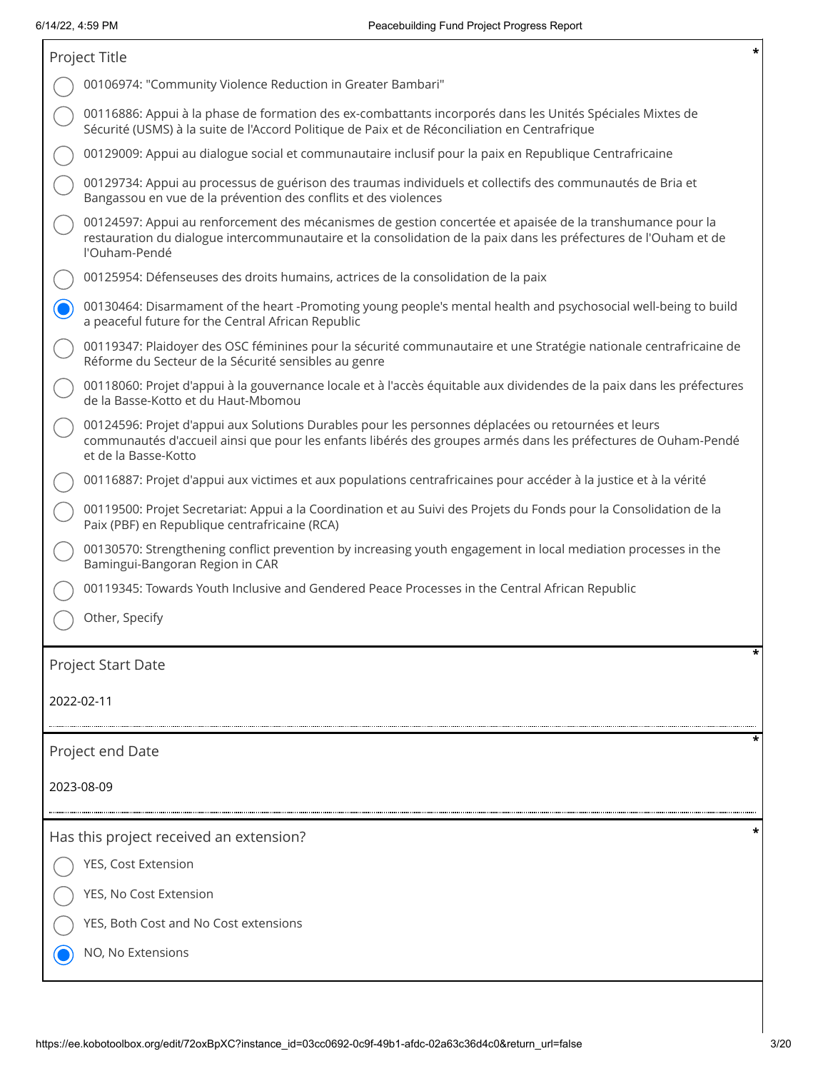**Project Title** *

- ○ 00106974: "Community Violence Reduction in Greater Bambari"
- ○ 00116886: Appui à la phase de formation des ex-combattants incorporés dans les Unités Spéciales Mixtes de Sécurité (USMS) à la suite de l'Accord Politique de Paix et de Réconciliation en Centrafrique
- ○ 00129009: Appui au dialogue social et communautaire inclusif pour la paix en Republique Centrafricaine
- ○ 00129734: Appui au processus de guérison des traumas individuels et collectifs des communautés de Bria et Bangassou en vue de la prévention des conflits et des violences
- ○ 00124597: Appui au renforcement des mécanismes de gestion concertée et apaisée de la transhumance pour la restauration du dialogue intercommunautaire et la consolidation de la paix dans les préfectures de l'Ouham et de l'Ouham-Pendé
- ○ 00125954: Défenseuses des droits humains, actrices de la consolidation de la paix
- ◉ 00130464: Disarmament of the heart -Promoting young people's mental health and psychosocial well-being to build a peaceful future for the Central African Republic
- ○ 00119347: Plaidoyer des OSC féminines pour la sécurité communautaire et une Stratégie nationale centrafricaine de Réforme du Secteur de la Sécurité sensibles au genre
- ○ 00118060: Projet d'appui à la gouvernance locale et à l'accès équitable aux dividendes de la paix dans les préfectures de la Basse-Kotto et du Haut-Mbomou
- ○ 00124596: Projet d'appui aux Solutions Durables pour les personnes déplacées ou retournées et leurs communautés d'accueil ainsi que pour les enfants libérés des groupes armés dans les préfectures de Ouham-Pendé et de la Basse-Kotto
- ○ 00116887: Projet d'appui aux victimes et aux populations centrafricaines pour accéder à la justice et à la vérité
- ○ 00119500: Projet Secretariat: Appui a la Coordination et au Suivi des Projets du Fonds pour la Consolidation de la Paix (PBF) en Republique centrafricaine (RCA)
- ○ 00130570: Strengthening conflict prevention by increasing youth engagement in local mediation processes in the Bamingui-Bangoran Region in CAR
- ○ 00119345: Towards Youth Inclusive and Gendered Peace Processes in the Central African Republic
- ○ Other, Specify

**Project Start Date** *

2022-02-11

**Project end Date** *

2023-08-09

**Has this project received an extension?** *

- ○ YES, Cost Extension
- ○ YES, No Cost Extension
- ○ YES, Both Cost and No Cost extensions
- ◉ NO, No Extensions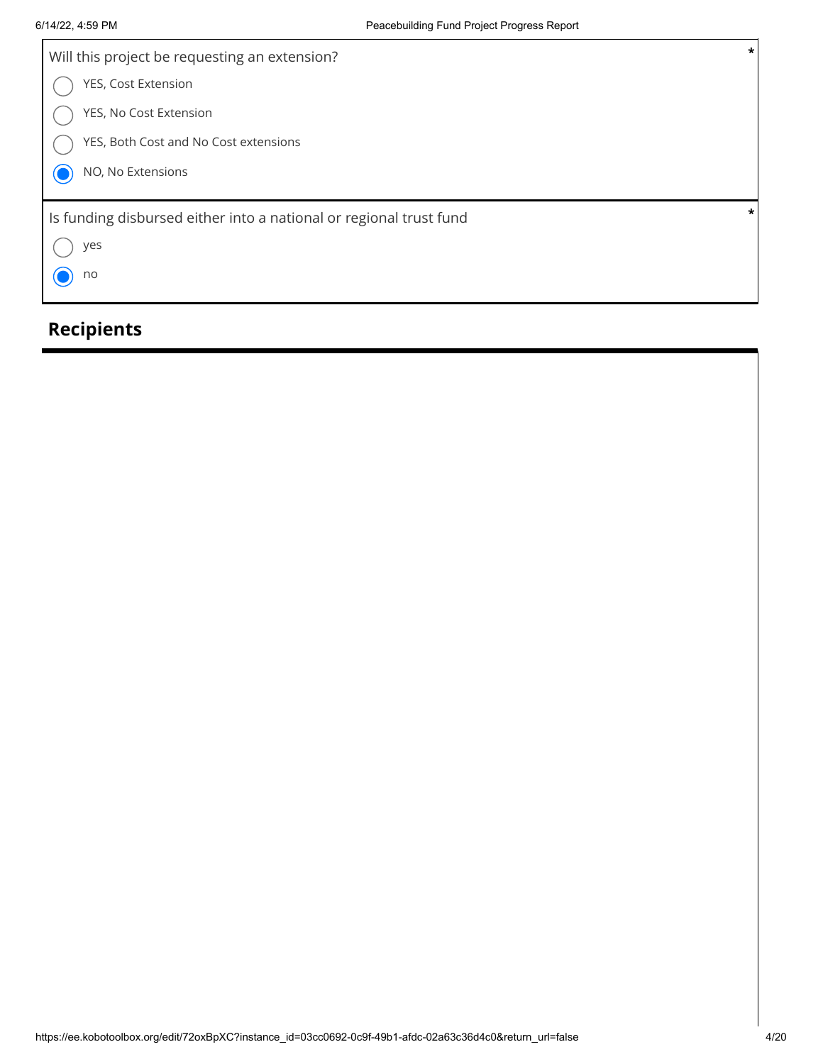Will this project be requesting an extension? *

- ◯ YES, Cost Extension
- ◯ YES, No Cost Extension
- ◯ YES, Both Cost and No Cost extensions
- ◉ NO, No Extensions

Is funding disbursed either into a national or regional trust fund *

- ◯ yes
- ◉ no

## Recipients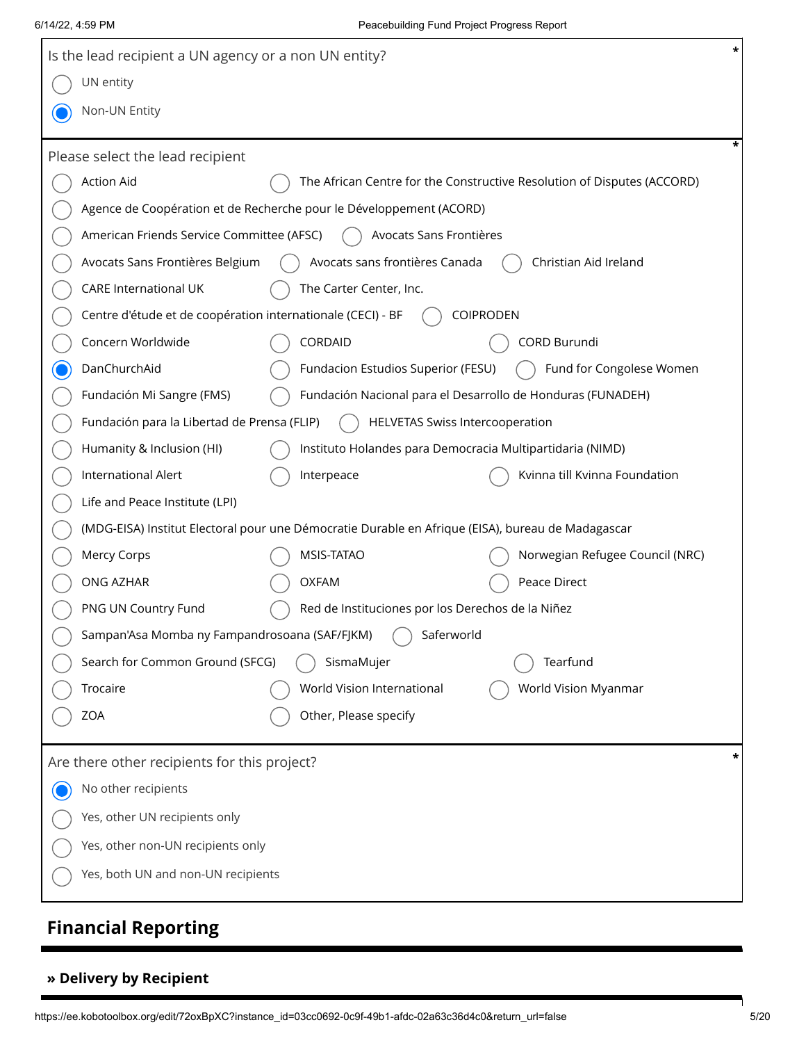Is the lead recipient a UN agency or a non UN entity? *

- ( ) UN entity
- (●) Non-UN Entity

Please select the lead recipient *

- ( ) Action Aid
- ( ) The African Centre for the Constructive Resolution of Disputes (ACCORD)
- ( ) Agence de Coopération et de Recherche pour le Développement (ACORD)
- ( ) American Friends Service Committee (AFSC)
- ( ) Avocats Sans Frontières
- ( ) Avocats Sans Frontières Belgium
- ( ) Avocats sans frontières Canada
- ( ) Christian Aid Ireland
- ( ) CARE International UK
- ( ) The Carter Center, Inc.
- ( ) Centre d'étude et de coopération internationale (CECI) - BF
- ( ) COIPRODEN
- ( ) Concern Worldwide
- ( ) CORDAID
- ( ) CORD Burundi
- (●) DanChurchAid
- ( ) Fundacion Estudios Superior (FESU)
- ( ) Fund for Congolese Women
- ( ) Fundación Mi Sangre (FMS)
- ( ) Fundación Nacional para el Desarrollo de Honduras (FUNADEH)
- ( ) Fundación para la Libertad de Prensa (FLIP)
- ( ) HELVETAS Swiss Intercooperation
- ( ) Humanity & Inclusion (HI)
- ( ) Instituto Holandes para Democracia Multipartidaria (NIMD)
- ( ) International Alert
- ( ) Interpeace
- ( ) Kvinna till Kvinna Foundation
- ( ) Life and Peace Institute (LPI)
- ( ) (MDG-EISA) Institut Electoral pour une Démocratie Durable en Afrique (EISA), bureau de Madagascar
- ( ) Mercy Corps
- ( ) MSIS-TATAO
- ( ) Norwegian Refugee Council (NRC)
- ( ) ONG AZHAR
- ( ) OXFAM
- ( ) Peace Direct
- ( ) PNG UN Country Fund
- ( ) Red de Instituciones por los Derechos de la Niñez
- ( ) Sampan'Asa Momba ny Fampandrosoana (SAF/FJKM)
- ( ) Saferworld
- ( ) Search for Common Ground (SFCG)
- ( ) SismaMujer
- ( ) Tearfund
- ( ) Trocaire
- ( ) World Vision International
- ( ) World Vision Myanmar
- ( ) ZOA
- ( ) Other, Please specify

Are there other recipients for this project? *

- (●) No other recipients
- ( ) Yes, other UN recipients only
- ( ) Yes, other non-UN recipients only
- ( ) Yes, both UN and non-UN recipients

## Financial Reporting

### » Delivery by Recipient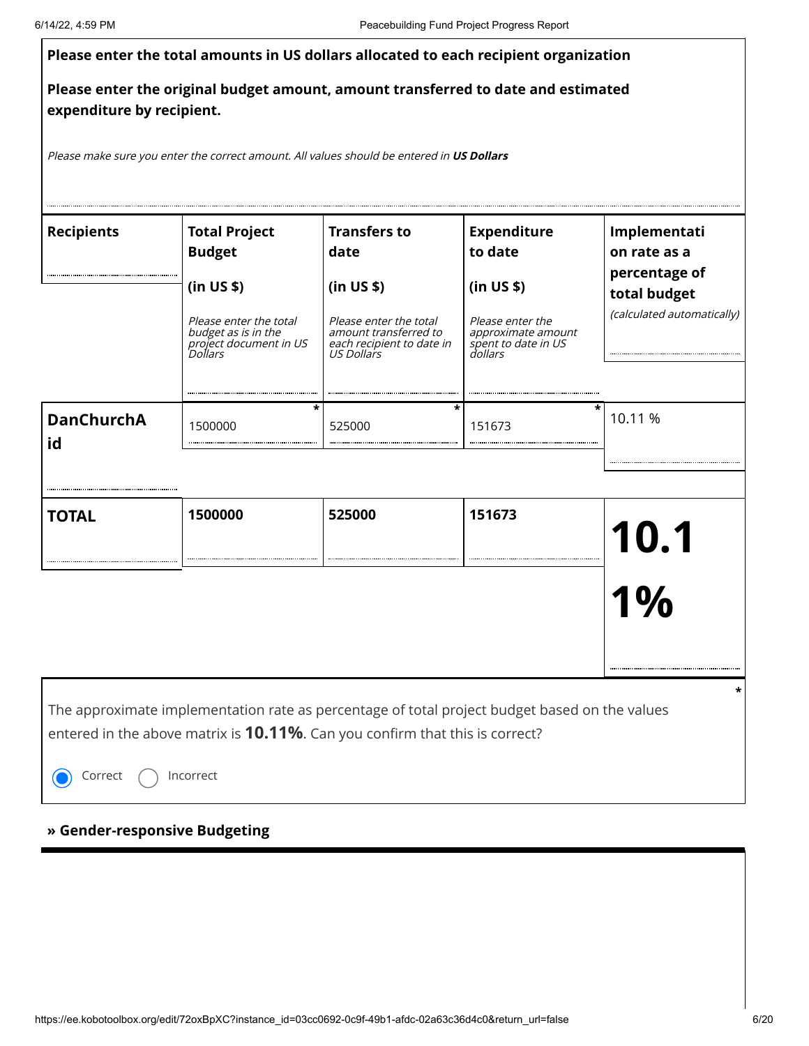**Please enter the total amounts in US dollars allocated to each recipient organization**

**Please enter the original budget amount, amount transferred to date and estimated expenditure by recipient.**

*Please make sure you enter the correct amount. All values should be entered in **US Dollars***

| Recipients | Total Project Budget (in US $) *Please enter the total budget as is in the project document in US Dollars* | Transfers to date (in US $) *Please enter the total amount transferred to each recipient to date in US Dollars* | Expenditure to date (in US $) *Please enter the approximate amount spent to date in US dollars* | Implementation rate as a percentage of total budget *(calculated automatically)* |
|---|---|---|---|---|
| DanChurchAid | 1500000 * | 525000 * | 151673 * | 10.11 % |
| **TOTAL** | **1500000** | **525000** | **151673** | **10.11%** |

\* The approximate implementation rate as percentage of total project budget based on the values entered in the above matrix is **10.11%**. Can you confirm that this is correct?

- (●) Correct
- ( ) Incorrect

**» Gender-responsive Budgeting**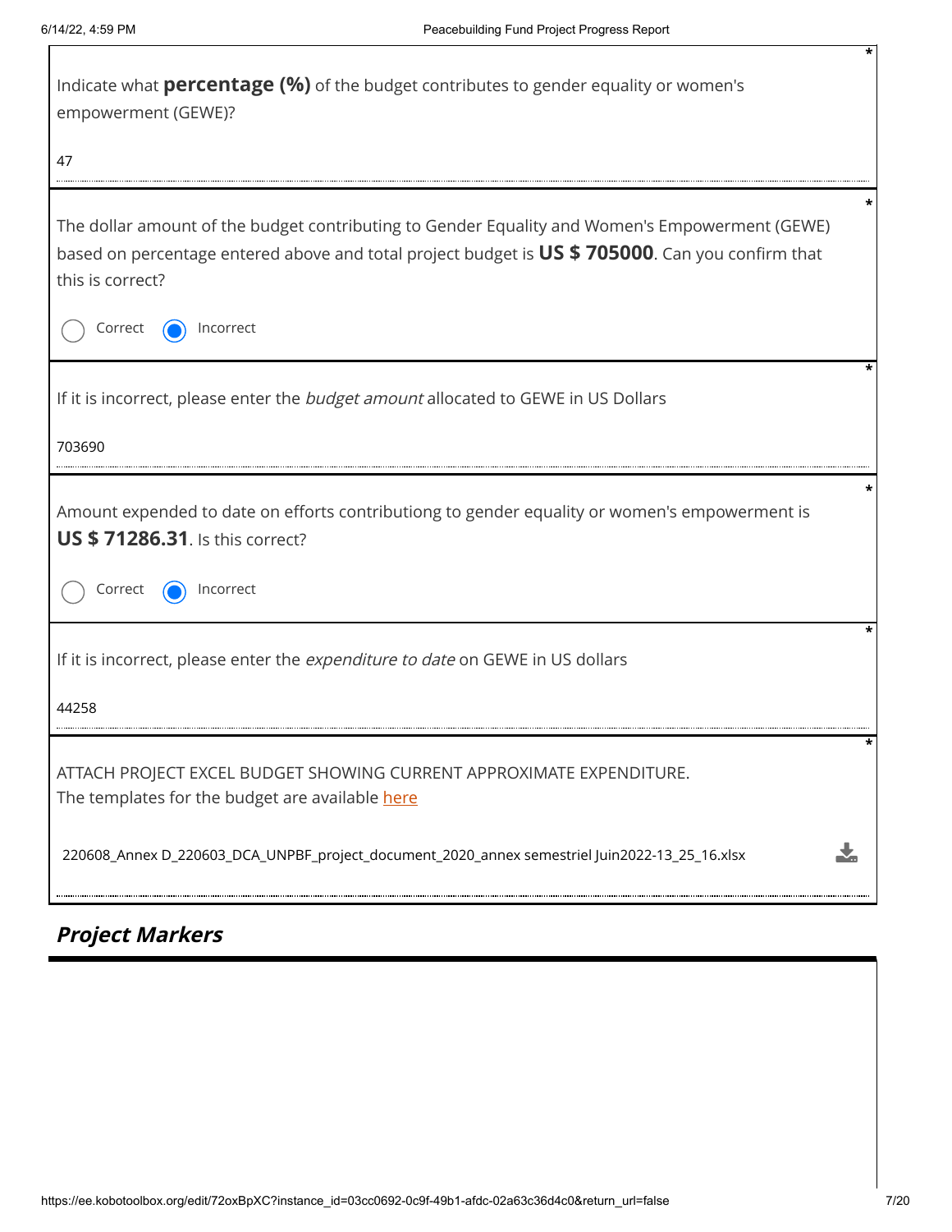Indicate what **percentage (%)** of the budget contributes to gender equality or women's empowerment (GEWE)? *

47

The dollar amount of the budget contributing to Gender Equality and Women's Empowerment (GEWE) based on percentage entered above and total project budget is **US $ 705000**. Can you confirm that this is correct? *

- ○ Correct
- ◉ Incorrect

If it is incorrect, please enter the *budget amount* allocated to GEWE in US Dollars *

703690

Amount expended to date on efforts contributiong to gender equality or women's empowerment is **US $ 71286.31**. Is this correct? *

- ○ Correct
- ◉ Incorrect

If it is incorrect, please enter the *expenditure to date* on GEWE in US dollars *

44258

ATTACH PROJECT EXCEL BUDGET SHOWING CURRENT APPROXIMATE EXPENDITURE. *
The templates for the budget are available here

220608_Annex D_220603_DCA_UNPBF_project_document_2020_annex semestriel Juin2022-13_25_16.xlsx

## *Project Markers*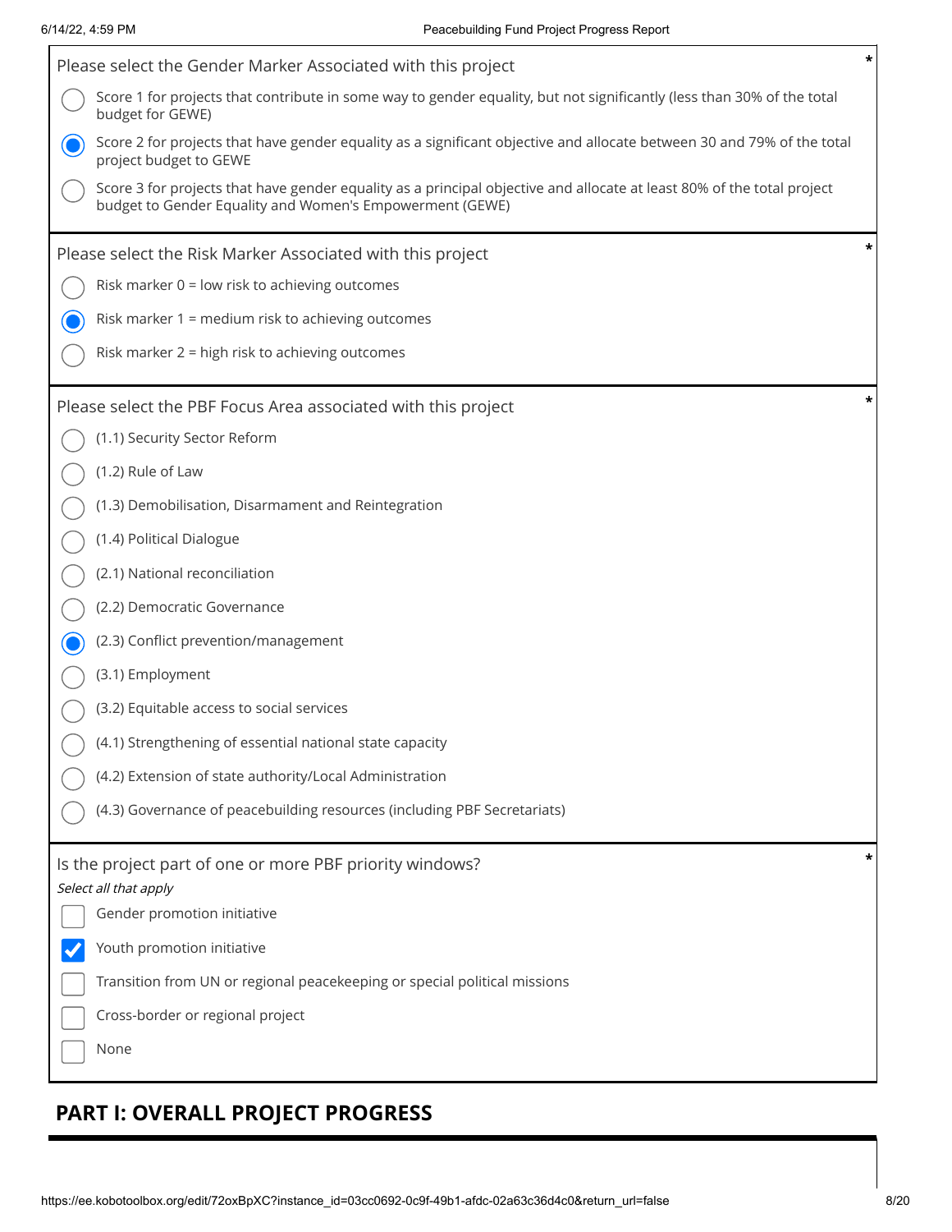Please select the Gender Marker Associated with this project *

- ○ Score 1 for projects that contribute in some way to gender equality, but not significantly (less than 30% of the total budget for GEWE)
- ● Score 2 for projects that have gender equality as a significant objective and allocate between 30 and 79% of the total project budget to GEWE
- ○ Score 3 for projects that have gender equality as a principal objective and allocate at least 80% of the total project budget to Gender Equality and Women's Empowerment (GEWE)

Please select the Risk Marker Associated with this project *

- ○ Risk marker 0 = low risk to achieving outcomes
- ● Risk marker 1 = medium risk to achieving outcomes
- ○ Risk marker 2 = high risk to achieving outcomes

Please select the PBF Focus Area associated with this project *

- ○ (1.1) Security Sector Reform
- ○ (1.2) Rule of Law
- ○ (1.3) Demobilisation, Disarmament and Reintegration
- ○ (1.4) Political Dialogue
- ○ (2.1) National reconciliation
- ○ (2.2) Democratic Governance
- ● (2.3) Conflict prevention/management
- ○ (3.1) Employment
- ○ (3.2) Equitable access to social services
- ○ (4.1) Strengthening of essential national state capacity
- ○ (4.2) Extension of state authority/Local Administration
- ○ (4.3) Governance of peacebuilding resources (including PBF Secretariats)

Is the project part of one or more PBF priority windows? *

*Select all that apply*

- [ ] Gender promotion initiative
- [x] Youth promotion initiative
- [ ] Transition from UN or regional peacekeeping or special political missions
- [ ] Cross-border or regional project
- [ ] None

## PART I: OVERALL PROJECT PROGRESS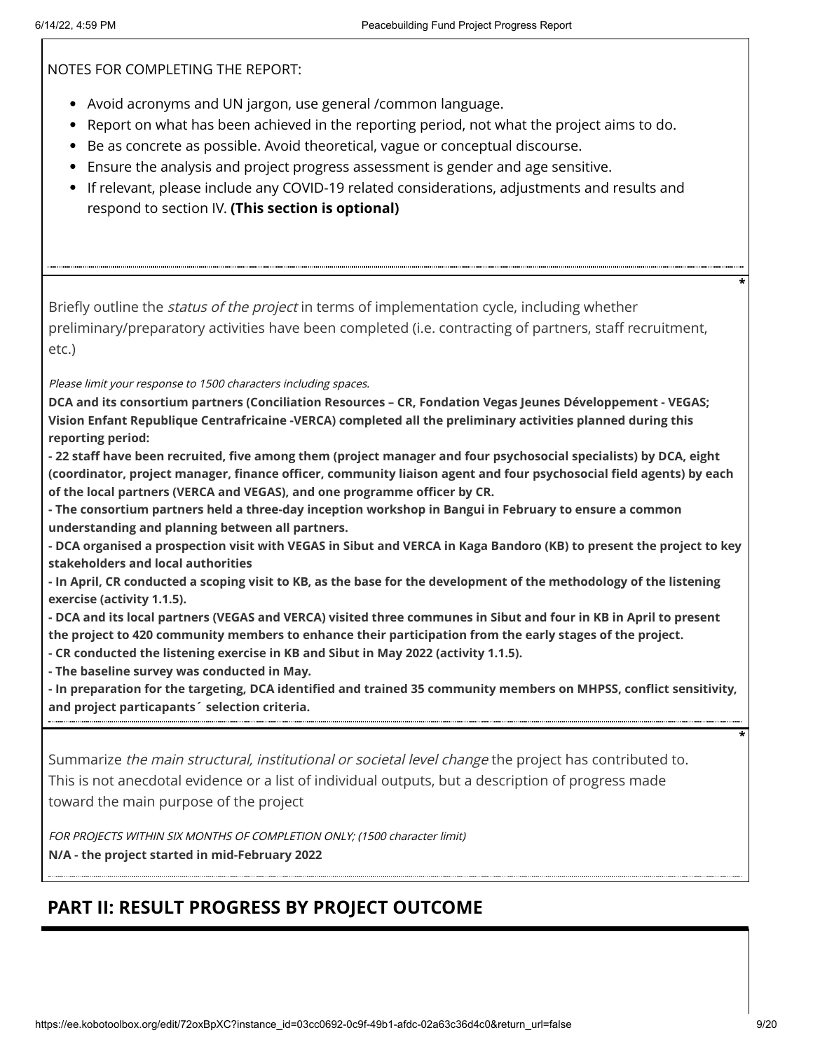NOTES FOR COMPLETING THE REPORT:

- Avoid acronyms and UN jargon, use general /common language.
- Report on what has been achieved in the reporting period, not what the project aims to do.
- Be as concrete as possible. Avoid theoretical, vague or conceptual discourse.
- Ensure the analysis and project progress assessment is gender and age sensitive.
- If relevant, please include any COVID-19 related considerations, adjustments and results and respond to section IV. **(This section is optional)**

Briefly outline the *status of the project* in terms of implementation cycle, including whether preliminary/preparatory activities have been completed (i.e. contracting of partners, staff recruitment, etc.)

*Please limit your response to 1500 characters including spaces.*

**DCA and its consortium partners (Conciliation Resources – CR, Fondation Vegas Jeunes Développement - VEGAS; Vision Enfant Republique Centrafricaine -VERCA) completed all the preliminary activities planned during this reporting period:**

**- 22 staff have been recruited, five among them (project manager and four psychosocial specialists) by DCA, eight (coordinator, project manager, finance officer, community liaison agent and four psychosocial field agents) by each of the local partners (VERCA and VEGAS), and one programme officer by CR.**

**- The consortium partners held a three-day inception workshop in Bangui in February to ensure a common understanding and planning between all partners.**

**- DCA organised a prospection visit with VEGAS in Sibut and VERCA in Kaga Bandoro (KB) to present the project to key stakeholders and local authorities**

**- In April, CR conducted a scoping visit to KB, as the base for the development of the methodology of the listening exercise (activity 1.1.5).**

**- DCA and its local partners (VEGAS and VERCA) visited three communes in Sibut and four in KB in April to present the project to 420 community members to enhance their participation from the early stages of the project.**

**- CR conducted the listening exercise in KB and Sibut in May 2022 (activity 1.1.5).**

**- The baseline survey was conducted in May.**

**- In preparation for the targeting, DCA identified and trained 35 community members on MHPSS, conflict sensitivity, and project particapants´ selection criteria.**

Summarize *the main structural, institutional or societal level change* the project has contributed to. This is not anecdotal evidence or a list of individual outputs, but a description of progress made toward the main purpose of the project

*FOR PROJECTS WITHIN SIX MONTHS OF COMPLETION ONLY; (1500 character limit)*

**N/A - the project started in mid-February 2022**

## PART II: RESULT PROGRESS BY PROJECT OUTCOME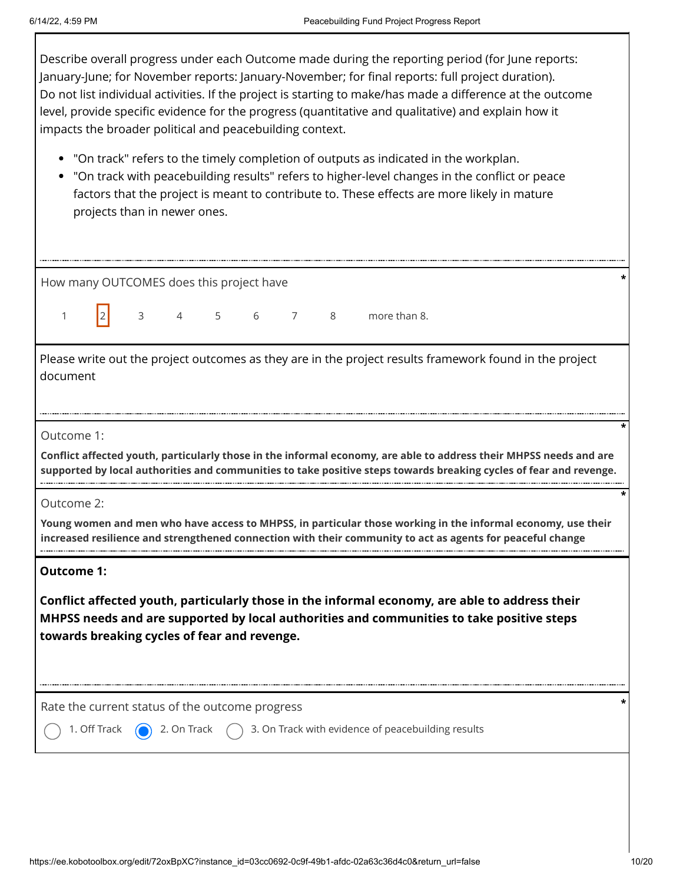Describe overall progress under each Outcome made during the reporting period (for June reports: January-June; for November reports: January-November; for final reports: full project duration). Do not list individual activities. If the project is starting to make/has made a difference at the outcome level, provide specific evidence for the progress (quantitative and qualitative) and explain how it impacts the broader political and peacebuilding context.

- "On track" refers to the timely completion of outputs as indicated in the workplan.
- "On track with peacebuilding results" refers to higher-level changes in the conflict or peace factors that the project is meant to contribute to. These effects are more likely in mature projects than in newer ones.

How many OUTCOMES does this project have *

1 **[2]** 3 4 5 6 7 8 more than 8.

Please write out the project outcomes as they are in the project results framework found in the project document

Outcome 1: *

**Conflict affected youth, particularly those in the informal economy, are able to address their MHPSS needs and are supported by local authorities and communities to take positive steps towards breaking cycles of fear and revenge.**

Outcome 2: *

**Young women and men who have access to MHPSS, in particular those working in the informal economy, use their increased resilience and strengthened connection with their community to act as agents for peaceful change**

**Outcome 1:**

**Conflict affected youth, particularly those in the informal economy, are able to address their MHPSS needs and are supported by local authorities and communities to take positive steps towards breaking cycles of fear and revenge.**

Rate the current status of the outcome progress *

- ○ 1. Off Track
- ◉ 2. On Track
- ○ 3. On Track with evidence of peacebuilding results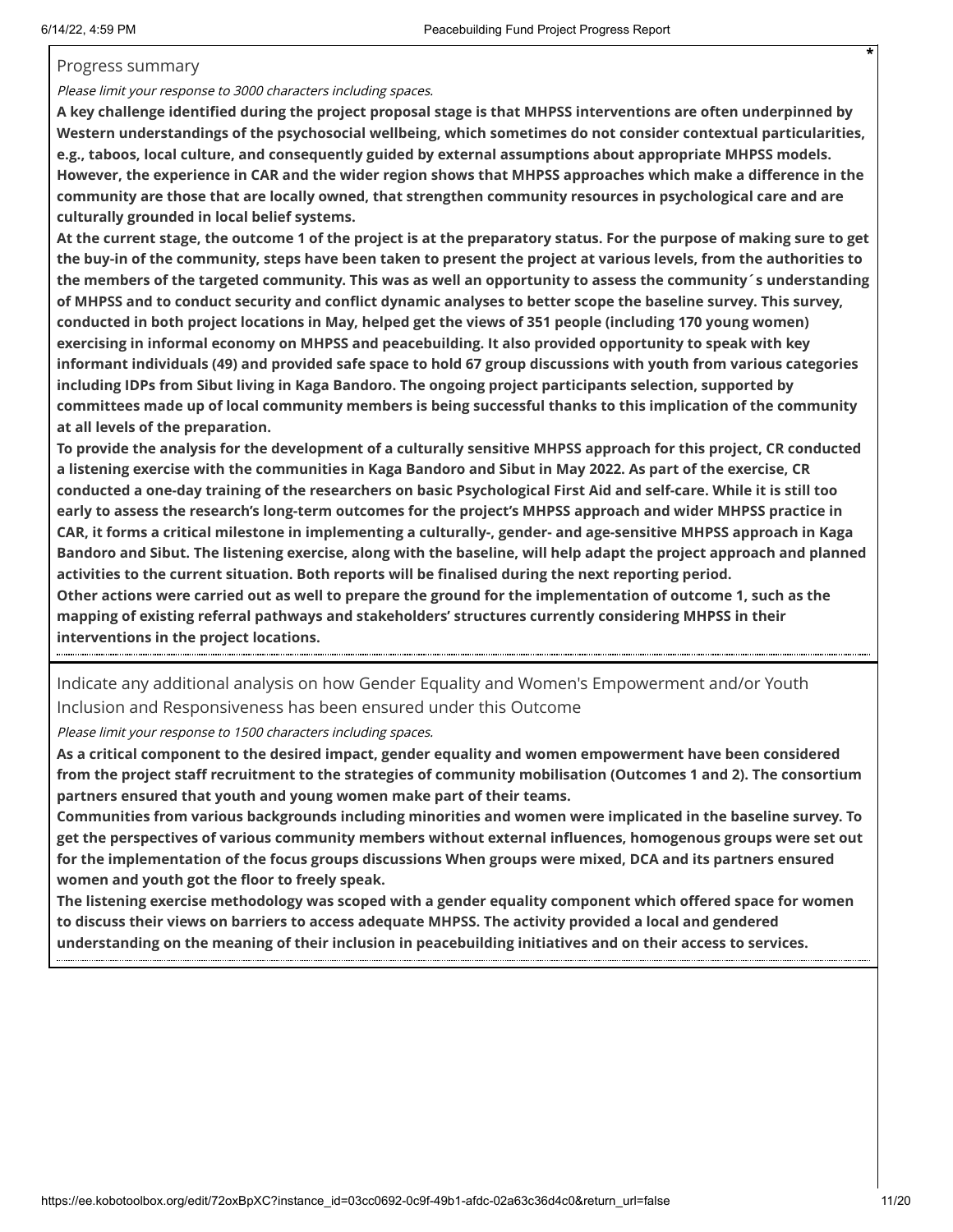Progress summary

*Please limit your response to 3000 characters including spaces.*

**A key challenge identified during the project proposal stage is that MHPSS interventions are often underpinned by Western understandings of the psychosocial wellbeing, which sometimes do not consider contextual particularities, e.g., taboos, local culture, and consequently guided by external assumptions about appropriate MHPSS models. However, the experience in CAR and the wider region shows that MHPSS approaches which make a difference in the community are those that are locally owned, that strengthen community resources in psychological care and are culturally grounded in local belief systems.**

**At the current stage, the outcome 1 of the project is at the preparatory status. For the purpose of making sure to get the buy-in of the community, steps have been taken to present the project at various levels, from the authorities to the members of the targeted community. This was as well an opportunity to assess the community´s understanding of MHPSS and to conduct security and conflict dynamic analyses to better scope the baseline survey. This survey, conducted in both project locations in May, helped get the views of 351 people (including 170 young women) exercising in informal economy on MHPSS and peacebuilding. It also provided opportunity to speak with key informant individuals (49) and provided safe space to hold 67 group discussions with youth from various categories including IDPs from Sibut living in Kaga Bandoro. The ongoing project participants selection, supported by committees made up of local community members is being successful thanks to this implication of the community at all levels of the preparation.**

**To provide the analysis for the development of a culturally sensitive MHPSS approach for this project, CR conducted a listening exercise with the communities in Kaga Bandoro and Sibut in May 2022. As part of the exercise, CR conducted a one-day training of the researchers on basic Psychological First Aid and self-care. While it is still too early to assess the research's long-term outcomes for the project's MHPSS approach and wider MHPSS practice in CAR, it forms a critical milestone in implementing a culturally-, gender- and age-sensitive MHPSS approach in Kaga Bandoro and Sibut. The listening exercise, along with the baseline, will help adapt the project approach and planned activities to the current situation. Both reports will be finalised during the next reporting period.**

**Other actions were carried out as well to prepare the ground for the implementation of outcome 1, such as the mapping of existing referral pathways and stakeholders' structures currently considering MHPSS in their interventions in the project locations.**

Indicate any additional analysis on how Gender Equality and Women's Empowerment and/or Youth Inclusion and Responsiveness has been ensured under this Outcome

*Please limit your response to 1500 characters including spaces.*

**As a critical component to the desired impact, gender equality and women empowerment have been considered from the project staff recruitment to the strategies of community mobilisation (Outcomes 1 and 2). The consortium partners ensured that youth and young women make part of their teams.**

**Communities from various backgrounds including minorities and women were implicated in the baseline survey. To get the perspectives of various community members without external influences, homogenous groups were set out for the implementation of the focus groups discussions When groups were mixed, DCA and its partners ensured women and youth got the floor to freely speak.**

**The listening exercise methodology was scoped with a gender equality component which offered space for women to discuss their views on barriers to access adequate MHPSS. The activity provided a local and gendered understanding on the meaning of their inclusion in peacebuilding initiatives and on their access to services.**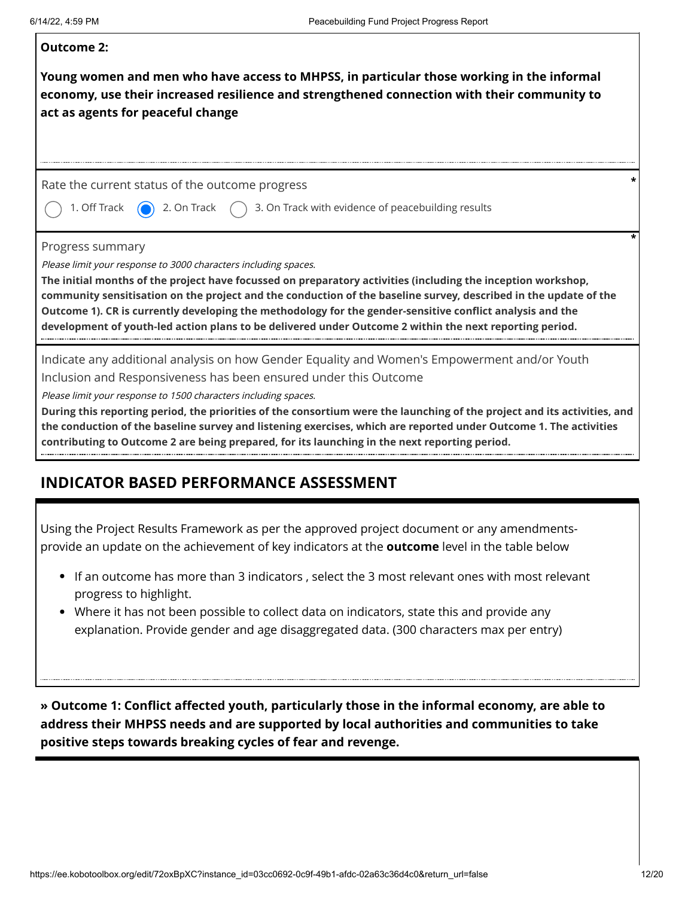**Outcome 2:**

**Young women and men who have access to MHPSS, in particular those working in the informal economy, use their increased resilience and strengthened connection with their community to act as agents for peaceful change**

Rate the current status of the outcome progress *

- ○ 1. Off Track
- ◉ 2. On Track
- ○ 3. On Track with evidence of peacebuilding results

Progress summary *

*Please limit your response to 3000 characters including spaces.*

**The initial months of the project have focussed on preparatory activities (including the inception workshop, community sensitisation on the project and the conduction of the baseline survey, described in the update of the Outcome 1). CR is currently developing the methodology for the gender-sensitive conflict analysis and the development of youth-led action plans to be delivered under Outcome 2 within the next reporting period.**

Indicate any additional analysis on how Gender Equality and Women's Empowerment and/or Youth Inclusion and Responsiveness has been ensured under this Outcome

*Please limit your response to 1500 characters including spaces.*

**During this reporting period, the priorities of the consortium were the launching of the project and its activities, and the conduction of the baseline survey and listening exercises, which are reported under Outcome 1. The activities contributing to Outcome 2 are being prepared, for its launching in the next reporting period.**

## INDICATOR BASED PERFORMANCE ASSESSMENT

Using the Project Results Framework as per the approved project document or any amendments- provide an update on the achievement of key indicators at the **outcome** level in the table below

- If an outcome has more than 3 indicators , select the 3 most relevant ones with most relevant progress to highlight.
- Where it has not been possible to collect data on indicators, state this and provide any explanation. Provide gender and age disaggregated data. (300 characters max per entry)

**» Outcome 1: Conflict affected youth, particularly those in the informal economy, are able to address their MHPSS needs and are supported by local authorities and communities to take positive steps towards breaking cycles of fear and revenge.**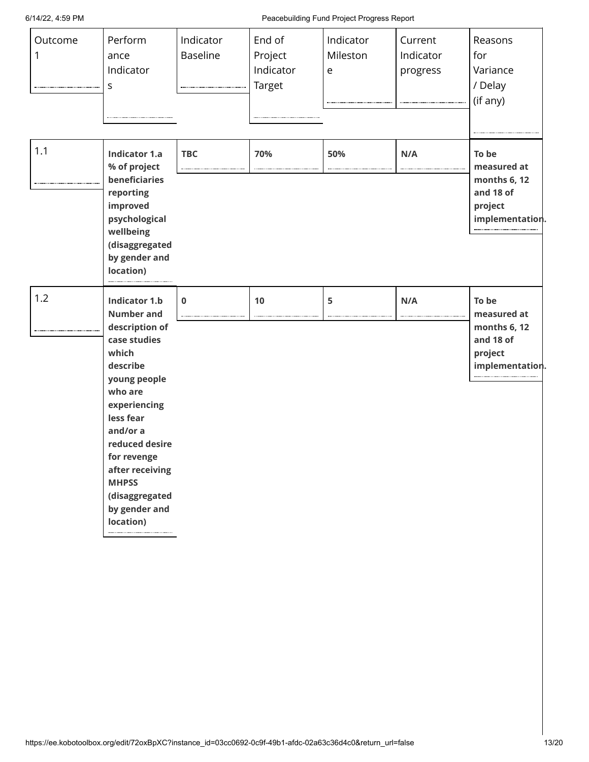| Outcome 1 | Performance Indicators | Indicator Baseline | End of Project Indicator Target | Indicator Milestone | Current Indicator progress | Reasons for Variance / Delay (if any) |
| --- | --- | --- | --- | --- | --- | --- |
| 1.1 | **Indicator 1.a % of project beneficiaries reporting improved psychological wellbeing (disaggregated by gender and location)** | **TBC** | **70%** | **50%** | **N/A** | **To be measured at months 6, 12 and 18 of project implementation.** |
| 1.2 | **Indicator 1.b Number and description of case studies which describe young people who are experiencing less fear and/or a reduced desire for revenge after receiving MHPSS (disaggregated by gender and location)** | **0** | **10** | **5** | **N/A** | **To be measured at months 6, 12 and 18 of project implementation.** |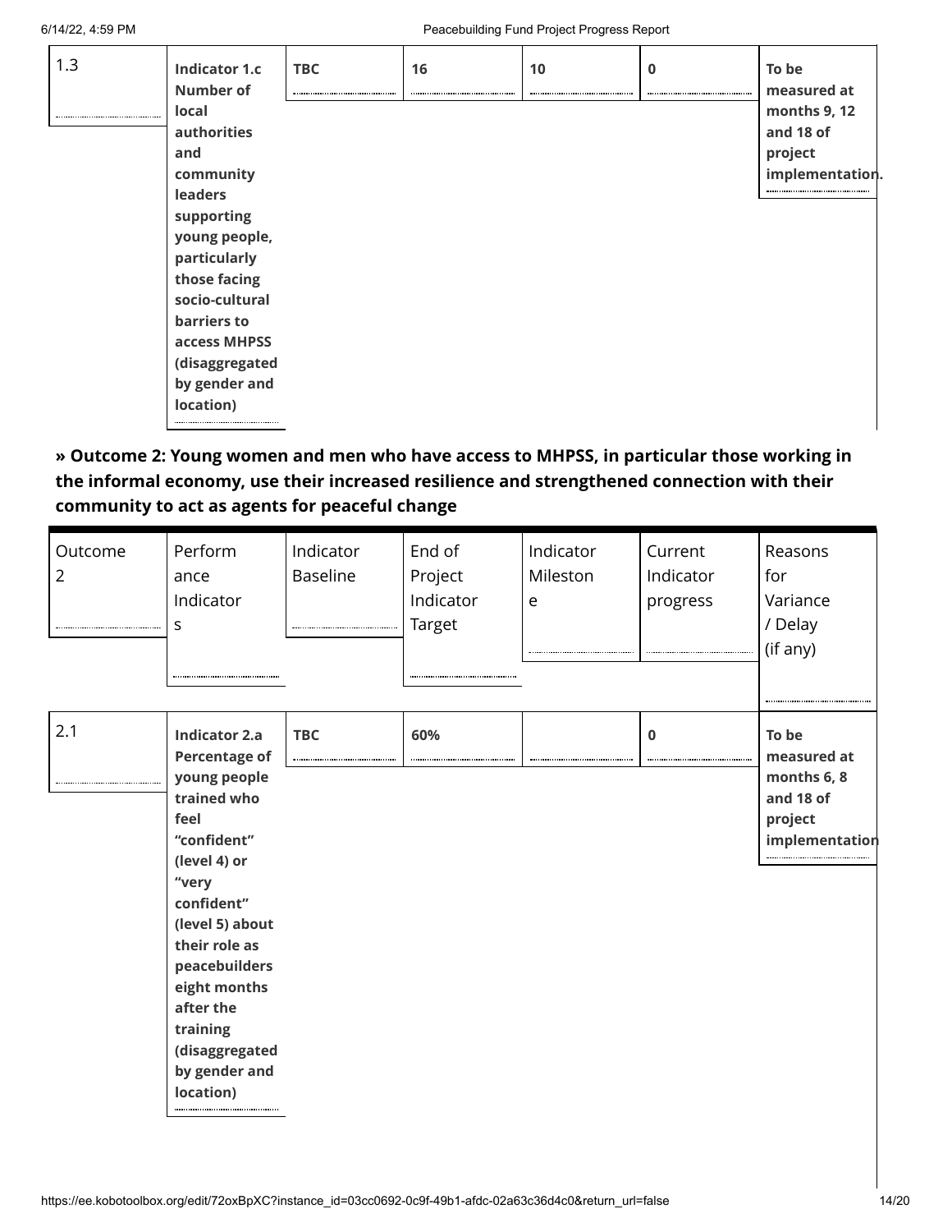| 1.3 | **Indicator 1.c Number of local authorities and community leaders supporting young people, particularly those facing socio-cultural barriers to access MHPSS (disaggregated by gender and location)** | **TBC** | **16** | **10** | **0** | **To be measured at months 9, 12 and 18 of project implementation.** |
|---|---|---|---|---|---|---|

**» Outcome 2: Young women and men who have access to MHPSS, in particular those working in the informal economy, use their increased resilience and strengthened connection with their community to act as agents for peaceful change**

| Outcome 2 | Performance Indicators | Indicator Baseline | End of Project Indicator Target | Indicator Milestone | Current Indicator progress | Reasons for Variance / Delay (if any) |
|---|---|---|---|---|---|---|
| 2.1 | **Indicator 2.a Percentage of young people trained who feel "confident" (level 4) or "very confident" (level 5) about their role as peacebuilders eight months after the training (disaggregated by gender and location)** | **TBC** | **60%** | | **0** | **To be measured at months 6, 8 and 18 of project implementation** |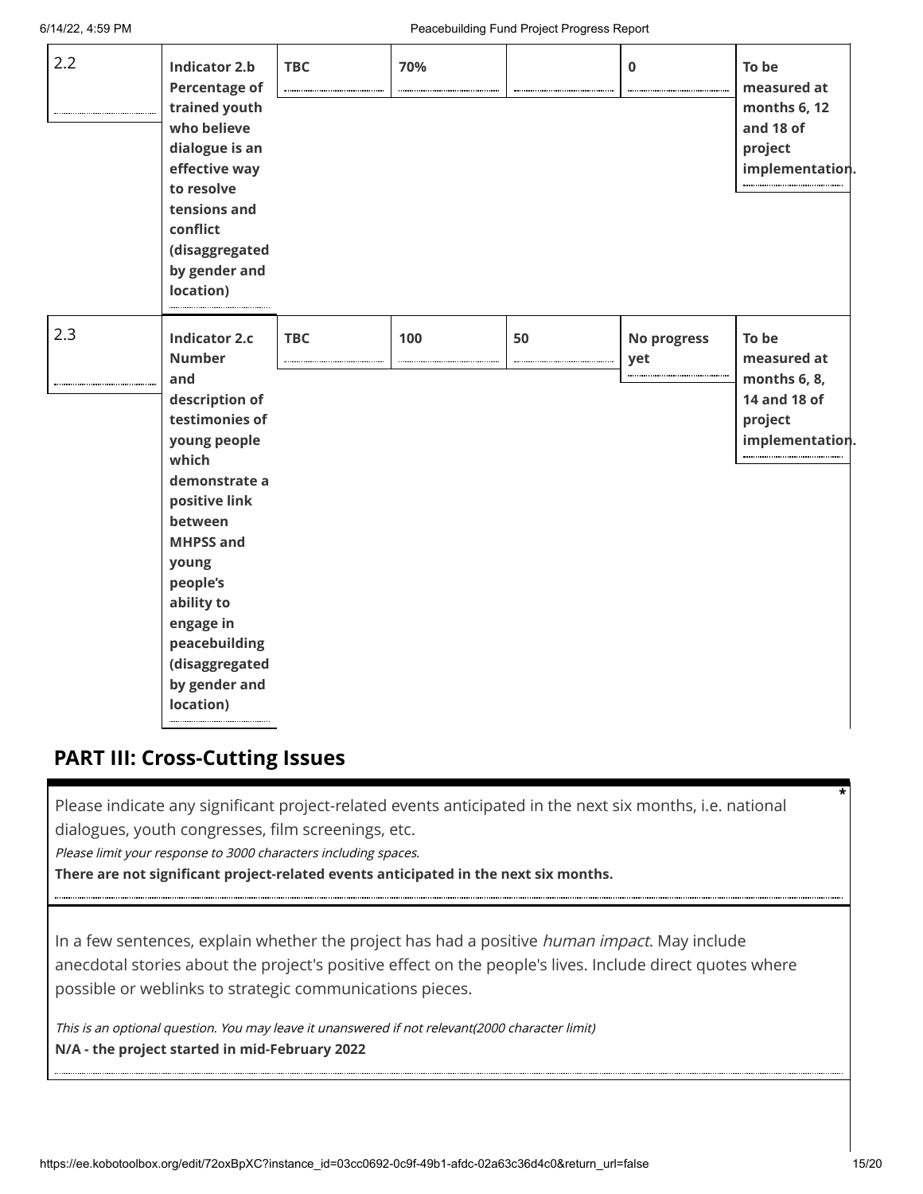| 2.2 | Indicator 2.b Percentage of trained youth who believe dialogue is an effective way to resolve tensions and conflict (disaggregated by gender and location) | TBC | 70% | | 0 | To be measured at months 6, 12 and 18 of project implementation. |
|---|---|---|---|---|---|---|
| 2.3 | Indicator 2.c Number and description of testimonies of young people which demonstrate a positive link between MHPSS and young people's ability to engage in peacebuilding (disaggregated by gender and location) | TBC | 100 | 50 | No progress yet | To be measured at months 6, 8, 14 and 18 of project implementation. |

## PART III: Cross-Cutting Issues

Please indicate any significant project-related events anticipated in the next six months, i.e. national dialogues, youth congresses, film screenings, etc. *

*Please limit your response to 3000 characters including spaces.*

**There are not significant project-related events anticipated in the next six months.**

In a few sentences, explain whether the project has had a positive *human impact*. May include anecdotal stories about the project's positive effect on the people's lives. Include direct quotes where possible or weblinks to strategic communications pieces.

*This is an optional question. You may leave it unanswered if not relevant(2000 character limit)*

**N/A - the project started in mid-February 2022**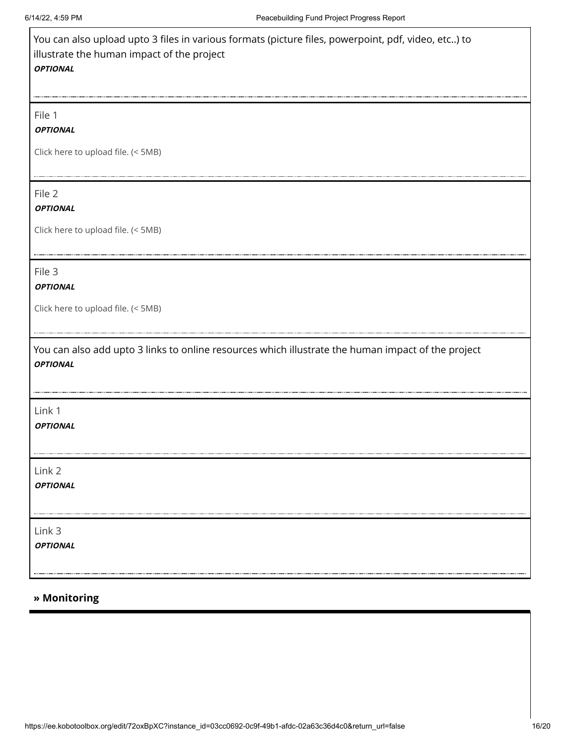You can also upload upto 3 files in various formats (picture files, powerpoint, pdf, video, etc..) to illustrate the human impact of the project
***OPTIONAL***

File 1
***OPTIONAL***

Click here to upload file. (< 5MB)

File 2
***OPTIONAL***

Click here to upload file. (< 5MB)

File 3
***OPTIONAL***

Click here to upload file. (< 5MB)

You can also add upto 3 links to online resources which illustrate the human impact of the project
***OPTIONAL***

Link 1
***OPTIONAL***

Link 2
***OPTIONAL***

Link 3
***OPTIONAL***

## » Monitoring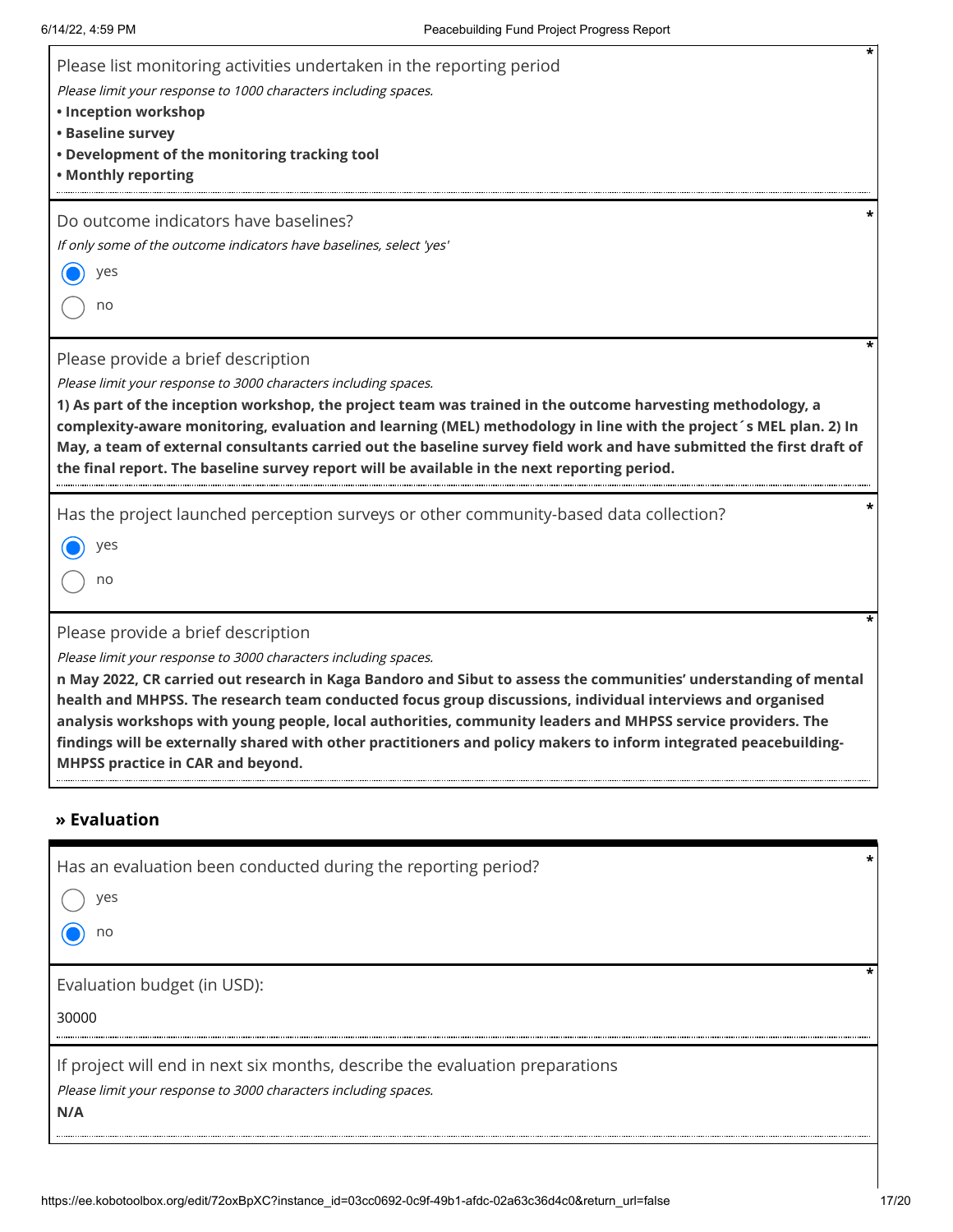Please list monitoring activities undertaken in the reporting period

*Please limit your response to 1000 characters including spaces.*

**• Inception workshop**
**• Baseline survey**
**• Development of the monitoring tracking tool**
**• Monthly reporting**

Do outcome indicators have baselines?

*If only some of the outcome indicators have baselines, select 'yes'*

- [x] yes
- [ ] no

Please provide a brief description

*Please limit your response to 3000 characters including spaces.*

**1) As part of the inception workshop, the project team was trained in the outcome harvesting methodology, a complexity-aware monitoring, evaluation and learning (MEL) methodology in line with the project´s MEL plan. 2) In May, a team of external consultants carried out the baseline survey field work and have submitted the first draft of the final report. The baseline survey report will be available in the next reporting period.**

Has the project launched perception surveys or other community-based data collection?

- [x] yes
- [ ] no

Please provide a brief description

*Please limit your response to 3000 characters including spaces.*

**n May 2022, CR carried out research in Kaga Bandoro and Sibut to assess the communities' understanding of mental health and MHPSS. The research team conducted focus group discussions, individual interviews and organised analysis workshops with young people, local authorities, community leaders and MHPSS service providers. The findings will be externally shared with other practitioners and policy makers to inform integrated peacebuilding-MHPSS practice in CAR and beyond.**

## » Evaluation

Has an evaluation been conducted during the reporting period?

- [ ] yes
- [x] no

Evaluation budget (in USD):

30000

If project will end in next six months, describe the evaluation preparations

*Please limit your response to 3000 characters including spaces.*

**N/A**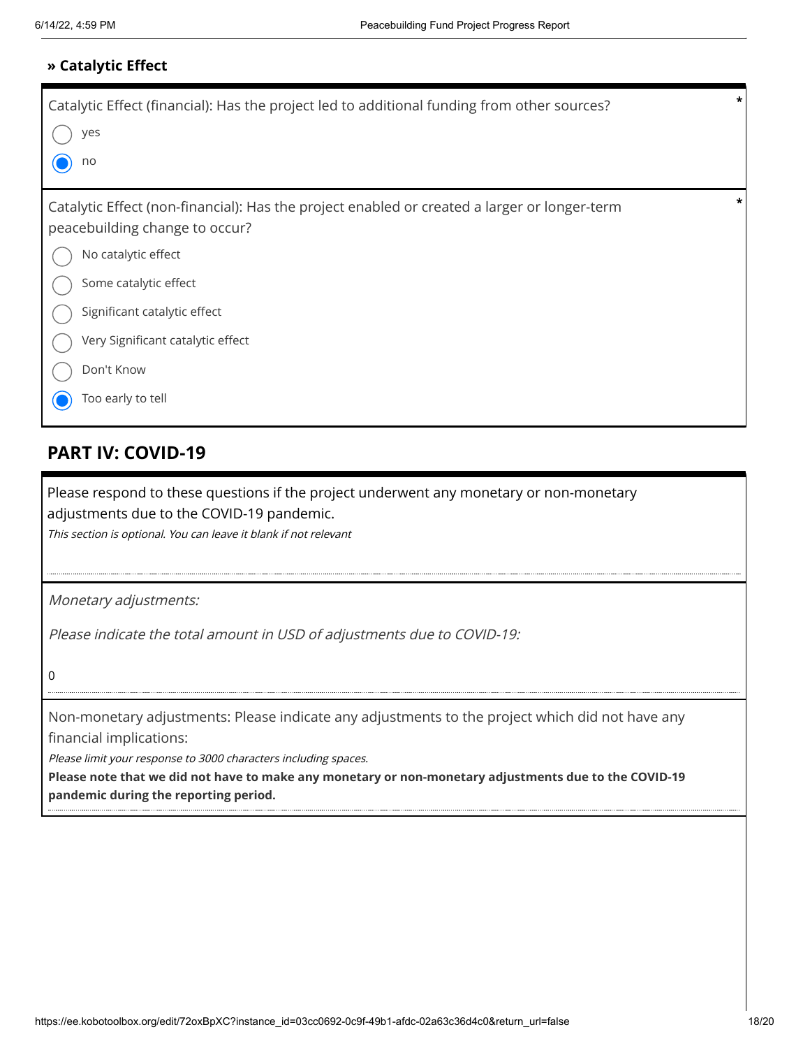### » Catalytic Effect

Catalytic Effect (financial): Has the project led to additional funding from other sources? *

- ○ yes
- ◉ no

Catalytic Effect (non-financial): Has the project enabled or created a larger or longer-term peacebuilding change to occur? *

- ○ No catalytic effect
- ○ Some catalytic effect
- ○ Significant catalytic effect
- ○ Very Significant catalytic effect
- ○ Don't Know
- ◉ Too early to tell

## PART IV: COVID-19

Please respond to these questions if the project underwent any monetary or non-monetary adjustments due to the COVID-19 pandemic.

*This section is optional. You can leave it blank if not relevant*

*Monetary adjustments:*

*Please indicate the total amount in USD of adjustments due to COVID-19:*

0

Non-monetary adjustments: Please indicate any adjustments to the project which did not have any financial implications:

*Please limit your response to 3000 characters including spaces.*

**Please note that we did not have to make any monetary or non-monetary adjustments due to the COVID-19 pandemic during the reporting period.**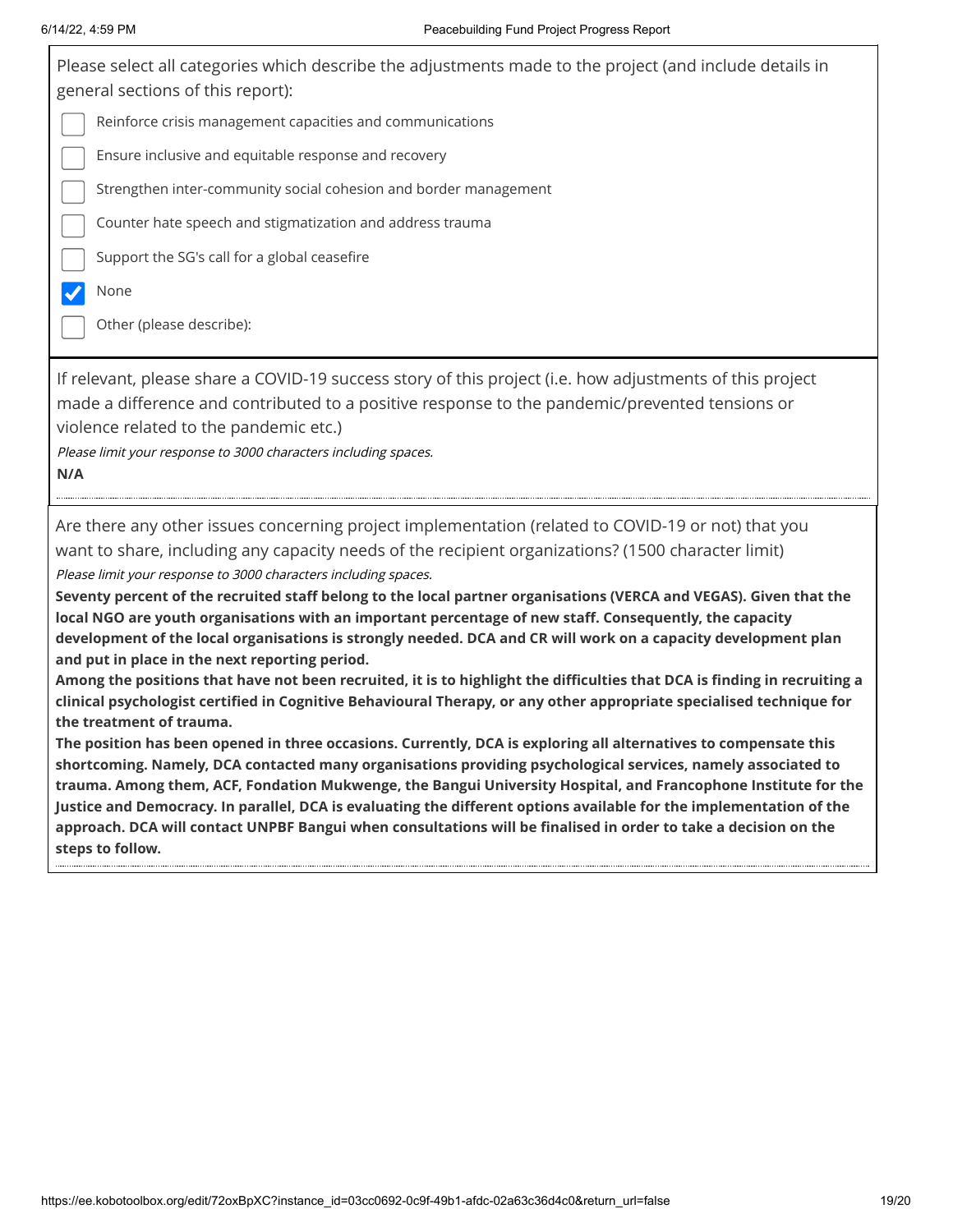Please select all categories which describe the adjustments made to the project (and include details in general sections of this report):

- [ ] Reinforce crisis management capacities and communications
- [ ] Ensure inclusive and equitable response and recovery
- [ ] Strengthen inter-community social cohesion and border management
- [ ] Counter hate speech and stigmatization and address trauma
- [ ] Support the SG's call for a global ceasefire
- [x] None
- [ ] Other (please describe):

If relevant, please share a COVID-19 success story of this project (i.e. how adjustments of this project made a difference and contributed to a positive response to the pandemic/prevented tensions or violence related to the pandemic etc.)

*Please limit your response to 3000 characters including spaces.*

**N/A**

Are there any other issues concerning project implementation (related to COVID-19 or not) that you want to share, including any capacity needs of the recipient organizations? (1500 character limit)

*Please limit your response to 3000 characters including spaces.*

**Seventy percent of the recruited staff belong to the local partner organisations (VERCA and VEGAS). Given that the local NGO are youth organisations with an important percentage of new staff. Consequently, the capacity development of the local organisations is strongly needed. DCA and CR will work on a capacity development plan and put in place in the next reporting period.**

**Among the positions that have not been recruited, it is to highlight the difficulties that DCA is finding in recruiting a clinical psychologist certified in Cognitive Behavioural Therapy, or any other appropriate specialised technique for the treatment of trauma.**

**The position has been opened in three occasions. Currently, DCA is exploring all alternatives to compensate this shortcoming. Namely, DCA contacted many organisations providing psychological services, namely associated to trauma. Among them, ACF, Fondation Mukwenge, the Bangui University Hospital, and Francophone Institute for the Justice and Democracy. In parallel, DCA is evaluating the different options available for the implementation of the approach. DCA will contact UNPBF Bangui when consultations will be finalised in order to take a decision on the steps to follow.**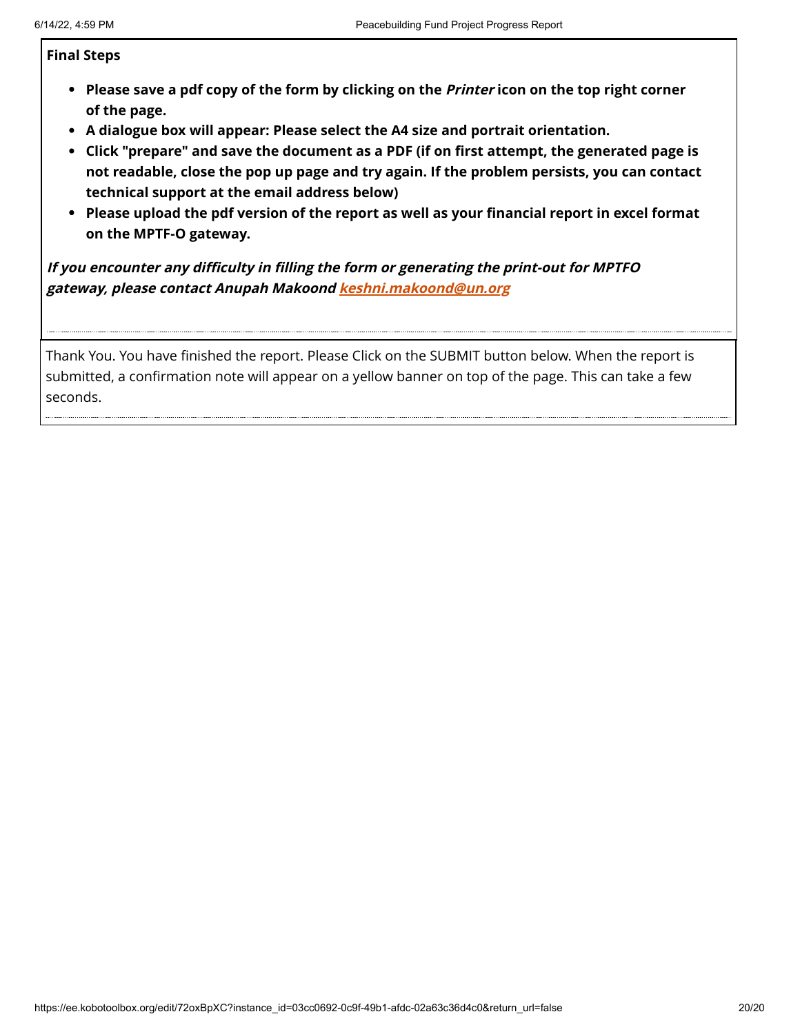**Final Steps**

- **Please save a pdf copy of the form by clicking on the *Printer* icon on the top right corner of the page.**
- **A dialogue box will appear: Please select the A4 size and portrait orientation.**
- **Click "prepare" and save the document as a PDF (if on first attempt, the generated page is not readable, close the pop up page and try again. If the problem persists, you can contact technical support at the email address below)**
- **Please upload the pdf version of the report as well as your financial report in excel format on the MPTF-O gateway.**

***If you encounter any difficulty in filling the form or generating the print-out for MPTFO gateway, please contact Anupah Makoond [keshni.makoond@un.org](mailto:keshni.makoond@un.org)***

Thank You. You have finished the report. Please Click on the SUBMIT button below. When the report is submitted, a confirmation note will appear on a yellow banner on top of the page. This can take a few seconds.